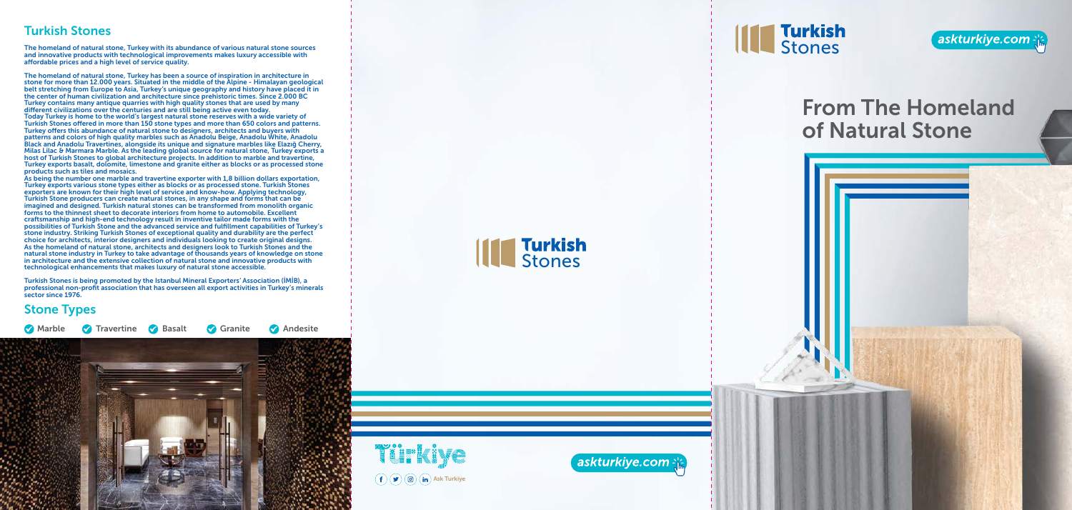## Turkish Stones

The homeland of natural stone, Turkey with its abundance of various natural stone sources and innovative products with technological improvements makes luxury accessible with affordable prices and a high level of service quality.

The homeland of natural stone, Turkey has been a source of inspiration in architecture in stone for more than 12.000 years. Situated in the middle of the Alpine - Himalayan geological belt stretching from Europe to Asia, Turkey's unique geography and history have placed it in the center of human civilization and architecture since prehistoric times. Since 2.000 BC Turkey contains many antique quarries with high quality stones that are used by many different civilizations over the centuries and are still being active even today.
Today Turkey is home to the world's largest natural stone reserves with a wide variety of Turkish Stones offered in more than 150 stone types and more than 650 colors and patterns. Turkey offers this abundance of natural stone to designers, architects and buyers with patterns and colors of high quality marbles such as Anadolu Beige, Anadolu White, Anadolu Black and Anadolu Travertines, alongside its unique and signature marbles like Elazığ Cherry, Milas Lilac & Marmara Marble. As the leading global source for natural stone, Turkey exports a host of Turkish Stones to global architecture projects. In addition to marble and travertine, Turkey exports basalt, dolomite, limestone and granite either as blocks or as processed stone products such as tiles and mosaics.
As being the number one marble and travertine exporter with 1,8 billion dollars exportation, Turkey exports various stone types either as blocks or as processed stone. Turkish Stones exporters are known for their high level of service and know-how. Applying technology, Turkish Stone producers can create natural stones, in any shape and forms that can be imagined and designed. Turkish natural stones can be transformed from monolith organic forms to the thinnest sheet to decorate interiors from home to automobile. Excellent craftsmanship and high-end technology result in inventive tailor made forms with the possibilities of Turkish Stone and the advanced service and fulfillment capabilities of Turkey's stone industry. Striking Turkish Stones of exceptional quality and durability are the perfect choice for architects, interior designers and individuals looking to create original designs. As the homeland of natural stone, architects and designers look to Turkish Stones and the natural stone industry in Turkey to take advantage of thousands years of knowledge on stone in architecture and the extensive collection of natural stone and innovative products with technological enhancements that makes luxury of natural stone accessible.

Turkish Stones is being promoted by the Istanbul Mineral Exporters' Association (İMİB), a professional non-profit association that has overseen all export activities in Turkey's minerals sector since 1976.

## Stone Types

- Marble
- Travertine
- Basalt
- Granite
- Andesite

Turkish Stones

Türkiye

Ask Turkiye

askturkiye.com

Turkish Stones

askturkiye.com

# From The Homeland of Natural Stone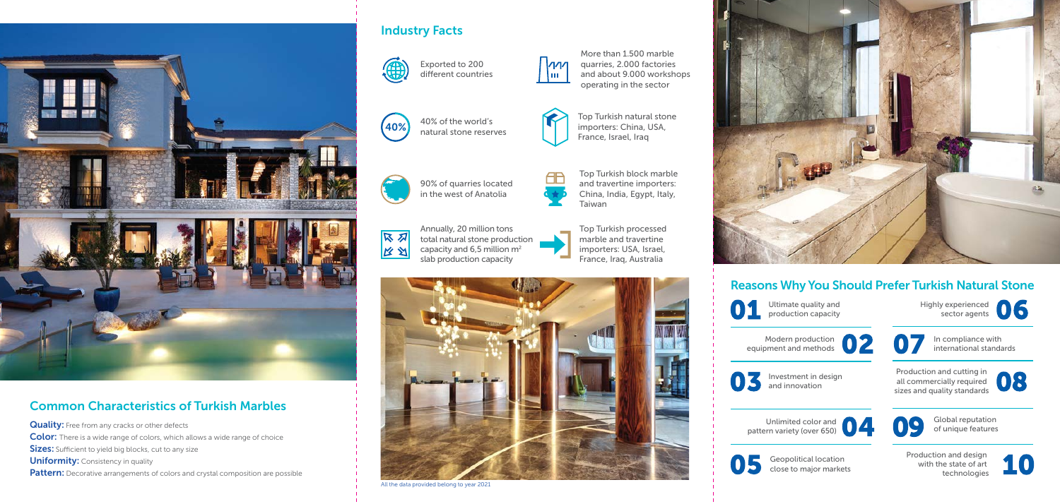## Industry Facts

Exported to 200 different countries

More than 1.500 marble quarries, 2.000 factories and about 9.000 workshops operating in the sector

40% of the world's natural stone reserves

Top Turkish natural stone importers: China, USA, France, Israel, Iraq

90% of quarries located in the west of Anatolia

Top Turkish block marble and travertine importers: China, India, Egypt, Italy, Taiwan

Annually, 20 million tons total natural stone production capacity and 6,5 million m$^2$ slab production capacity

Top Turkish processed marble and travertine importers: USA, Israel, France, Iraq, Australia

All the data provided belong to year 2021

## Common Characteristics of Turkish Marbles

**Quality:** Free from any cracks or other defects
**Color:** There is a wide range of colors, which allows a wide range of choice
**Sizes:** Sufficient to yield big blocks, cut to any size
**Uniformity:** Consistency in quality
**Pattern:** Decorative arrangements of colors and crystal composition are possible

## Reasons Why You Should Prefer Turkish Natural Stone

01 Ultimate quality and production capacity

02 Modern production equipment and methods

03 Investment in design and innovation

04 Unlimited color and pattern variety (over 650)

05 Geopolitical location close to major markets

06 Highly experienced sector agents

07 In compliance with international standards

08 Production and cutting in all commercially required sizes and quality standards

09 Global reputation of unique features

10 Production and design with the state of art technologies